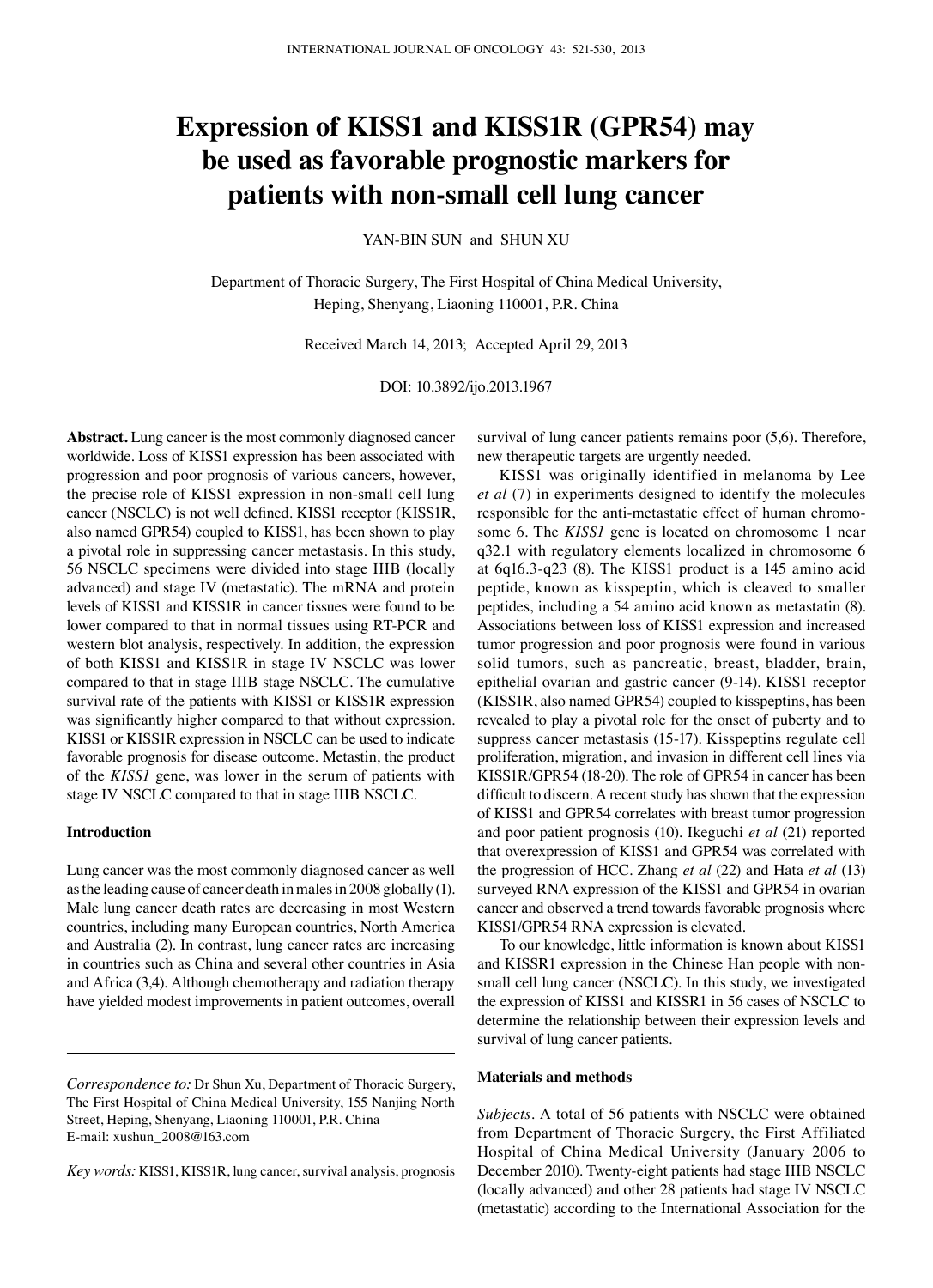# Expression of KISS1 and KISS1R (GPR54) may be used as favorable prognostic markers for patients with non-small cell lung cancer

YAN-BIN SUN and SHUN XU

Department of Thoracic Surgery, The First Hospital of China Medical University, Heping, Shenyang, Liaoning 110001, P.R. China

Received March 14, 2013; Accepted April 29, 2013

DOI: 10.3892/ijo.2013.1967

**Abstract.** Lung cancer is the most commonly diagnosed cancer worldwide. Loss of KISS1 expression has been associated with progression and poor prognosis of various cancers, however, the precise role of KISS1 expression in non-small cell lung cancer (NSCLC) is not well defined. KISS1 receptor (KISS1R, also named GPR54) coupled to KISS1, has been shown to play a pivotal role in suppressing cancer metastasis. In this study, 56 NSCLC specimens were divided into stage IIIB (locally advanced) and stage IV (metastatic). The mRNA and protein levels of KISS1 and KISS1R in cancer tissues were found to be lower compared to that in normal tissues using RT-PCR and western blot analysis, respectively. In addition, the expression of both KISS1 and KISS1R in stage IV NSCLC was lower compared to that in stage IIIB stage NSCLC. The cumulative survival rate of the patients with KISS1 or KISS1R expression was significantly higher compared to that without expression. KISS1 or KISS1R expression in NSCLC can be used to indicate favorable prognosis for disease outcome. Metastin, the product of the *KISS1* gene, was lower in the serum of patients with stage IV NSCLC compared to that in stage IIIB NSCLC.

## Introduction

Lung cancer was the most commonly diagnosed cancer as well as the leading cause of cancer death in males in 2008 globally (1). Male lung cancer death rates are decreasing in most Western countries, including many European countries, North America and Australia (2). In contrast, lung cancer rates are increasing in countries such as China and several other countries in Asia and Africa (3,4). Although chemotherapy and radiation therapy have yielded modest improvements in patient outcomes, overall survival of lung cancer patients remains poor (5,6). Therefore, new therapeutic targets are urgently needed.

KISS1 was originally identified in melanoma by Lee *et al* (7) in experiments designed to identify the molecules responsible for the anti-metastatic effect of human chromosome 6. The *KISS1* gene is located on chromosome 1 near q32.1 with regulatory elements localized in chromosome 6 at 6q16.3-q23 (8). The KISS1 product is a 145 amino acid peptide, known as kisspeptin, which is cleaved to smaller peptides, including a 54 amino acid known as metastatin (8). Associations between loss of KISS1 expression and increased tumor progression and poor prognosis were found in various solid tumors, such as pancreatic, breast, bladder, brain, epithelial ovarian and gastric cancer (9-14). KISS1 receptor (KISS1R, also named GPR54) coupled to kisspeptins, has been revealed to play a pivotal role for the onset of puberty and to suppress cancer metastasis (15-17). Kisspeptins regulate cell proliferation, migration, and invasion in different cell lines via KISS1R/GPR54 (18-20). The role of GPR54 in cancer has been difficult to discern. A recent study has shown that the expression of KISS1 and GPR54 correlates with breast tumor progression and poor patient prognosis (10). Ikeguchi *et al* (21) reported that overexpression of KISS1 and GPR54 was correlated with the progression of HCC. Zhang *et al* (22) and Hata *et al* (13) surveyed RNA expression of the KISS1 and GPR54 in ovarian cancer and observed a trend towards favorable prognosis where KISS1/GPR54 RNA expression is elevated.

To our knowledge, little information is known about KISS1 and KISSR1 expression in the Chinese Han people with non-small cell lung cancer (NSCLC). In this study, we investigated the expression of KISS1 and KISSR1 in 56 cases of NSCLC to determine the relationship between their expression levels and survival of lung cancer patients.

## Materials and methods

*Subjects.* A total of 56 patients with NSCLC were obtained from Department of Thoracic Surgery, the First Affiliated Hospital of China Medical University (January 2006 to December 2010). Twenty-eight patients had stage IIIB NSCLC (locally advanced) and other 28 patients had stage IV NSCLC (metastatic) according to the International Association for the

*Correspondence to:* Dr Shun Xu, Department of Thoracic Surgery, The First Hospital of China Medical University, 155 Nanjing North Street, Heping, Shenyang, Liaoning 110001, P.R. China
E-mail: xushun_2008@163.com

*Key words:* KISS1, KISS1R, lung cancer, survival analysis, prognosis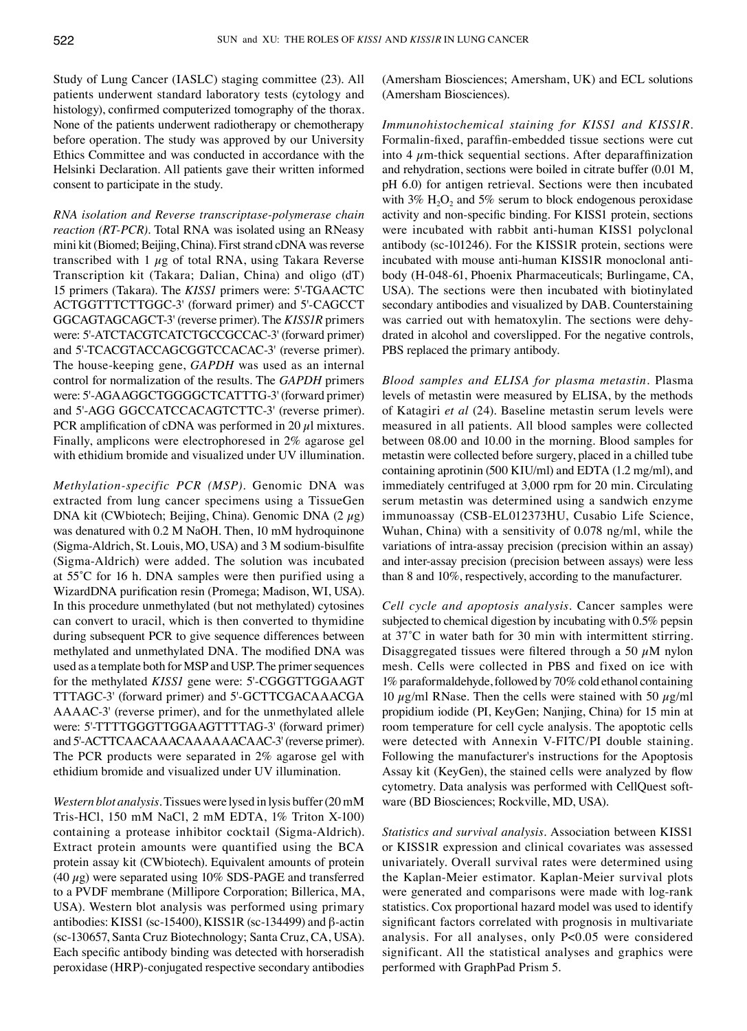Study of Lung Cancer (IASLC) staging committee (23). All patients underwent standard laboratory tests (cytology and histology), confirmed computerized tomography of the thorax. None of the patients underwent radiotherapy or chemotherapy before operation. The study was approved by our University Ethics Committee and was conducted in accordance with the Helsinki Declaration. All patients gave their written informed consent to participate in the study.

*RNA isolation and Reverse transcriptase-polymerase chain reaction (RT-PCR).* Total RNA was isolated using an RNeasy mini kit (Biomed; Beijing, China). First strand cDNA was reverse transcribed with 1 $\mu$g of total RNA, using Takara Reverse Transcription kit (Takara; Dalian, China) and oligo (dT) 15 primers (Takara). The *KISS1* primers were: 5'-TGAACTC ACTGGTTTCTTGGC-3' (forward primer) and 5'-CAGCCT GGCAGTAGCAGCT-3' (reverse primer). The *KISS1R* primers were: 5'-ATCTACGTCATCTGCCGCCAC-3' (forward primer) and 5'-TCACGTACCAGCGGTCCACAC-3' (reverse primer). The house-keeping gene, *GAPDH* was used as an internal control for normalization of the results. The *GAPDH* primers were: 5'-AGAAGGCTGGGGCTCATTTG-3' (forward primer) and 5'-AGG GGCCATCCACAGTCTTC-3' (reverse primer). PCR amplification of cDNA was performed in 20 $\mu$l mixtures. Finally, amplicons were electrophoresed in 2% agarose gel with ethidium bromide and visualized under UV illumination.

*Methylation-specific PCR (MSP).* Genomic DNA was extracted from lung cancer specimens using a TissueGen DNA kit (CWbiotech; Beijing, China). Genomic DNA (2 $\mu$g) was denatured with 0.2 M NaOH. Then, 10 mM hydroquinone (Sigma-Aldrich, St. Louis, MO, USA) and 3 M sodium-bisulfite (Sigma-Aldrich) were added. The solution was incubated at 55˚C for 16 h. DNA samples were then purified using a WizardDNA purification resin (Promega; Madison, WI, USA). In this procedure unmethylated (but not methylated) cytosines can convert to uracil, which is then converted to thymidine during subsequent PCR to give sequence differences between methylated and unmethylated DNA. The modified DNA was used as a template both for MSP and USP. The primer sequences for the methylated *KISS1* gene were: 5'-CGGGTTGGAAGT TTTAGC-3' (forward primer) and 5'-GCTTCGACAAACGA AAAAC-3' (reverse primer), and for the unmethylated allele were: 5'-TTTTGGGTTGGAAGTTTTAG-3' (forward primer) and 5'-ACTTCAACAAACAAAAAACAAC-3' (reverse primer). The PCR products were separated in 2% agarose gel with ethidium bromide and visualized under UV illumination.

*Western blot analysis.* Tissues were lysed in lysis buffer (20 mM Tris-HCl, 150 mM NaCl, 2 mM EDTA, 1% Triton X-100) containing a protease inhibitor cocktail (Sigma-Aldrich). Extract protein amounts were quantified using the BCA protein assay kit (CWbiotech). Equivalent amounts of protein (40 $\mu$g) were separated using 10% SDS-PAGE and transferred to a PVDF membrane (Millipore Corporation; Billerica, MA, USA). Western blot analysis was performed using primary antibodies: KISS1 (sc-15400), KISS1R (sc-134499) and β-actin (sc-130657, Santa Cruz Biotechnology; Santa Cruz, CA, USA). Each specific antibody binding was detected with horseradish peroxidase (HRP)-conjugated respective secondary antibodies (Amersham Biosciences; Amersham, UK) and ECL solutions (Amersham Biosciences).

*Immunohistochemical staining for KISS1 and KISS1R.* Formalin-fixed, paraffin-embedded tissue sections were cut into 4 $\mu$m-thick sequential sections. After deparaffinization and rehydration, sections were boiled in citrate buffer (0.01 M, pH 6.0) for antigen retrieval. Sections were then incubated with 3% $H_2O_2$ and 5% serum to block endogenous peroxidase activity and non-specific binding. For KISS1 protein, sections were incubated with rabbit anti-human KISS1 polyclonal antibody (sc-101246). For the KISS1R protein, sections were incubated with mouse anti-human KISS1R monoclonal antibody (H-048-61, Phoenix Pharmaceuticals; Burlingame, CA, USA). The sections were then incubated with biotinylated secondary antibodies and visualized by DAB. Counterstaining was carried out with hematoxylin. The sections were dehydrated in alcohol and coverslipped. For the negative controls, PBS replaced the primary antibody.

*Blood samples and ELISA for plasma metastin.* Plasma levels of metastin were measured by ELISA, by the methods of Katagiri *et al* (24). Baseline metastin serum levels were measured in all patients. All blood samples were collected between 08.00 and 10.00 in the morning. Blood samples for metastin were collected before surgery, placed in a chilled tube containing aprotinin (500 KIU/ml) and EDTA (1.2 mg/ml), and immediately centrifuged at 3,000 rpm for 20 min. Circulating serum metastin was determined using a sandwich enzyme immunoassay (CSB-EL012373HU, Cusabio Life Science, Wuhan, China) with a sensitivity of 0.078 ng/ml, while the variations of intra-assay precision (precision within an assay) and inter-assay precision (precision between assays) were less than 8 and 10%, respectively, according to the manufacturer.

*Cell cycle and apoptosis analysis.* Cancer samples were subjected to chemical digestion by incubating with 0.5% pepsin at 37˚C in water bath for 30 min with intermittent stirring. Disaggregated tissues were filtered through a 50 $\mu$M nylon mesh. Cells were collected in PBS and fixed on ice with 1% paraformaldehyde, followed by 70% cold ethanol containing 10 $\mu$g/ml RNase. Then the cells were stained with 50 $\mu$g/ml propidium iodide (PI, KeyGen; Nanjing, China) for 15 min at room temperature for cell cycle analysis. The apoptotic cells were detected with Annexin V-FITC/PI double staining. Following the manufacturer's instructions for the Apoptosis Assay kit (KeyGen), the stained cells were analyzed by flow cytometry. Data analysis was performed with CellQuest software (BD Biosciences; Rockville, MD, USA).

*Statistics and survival analysis.* Association between KISS1 or KISS1R expression and clinical covariates was assessed univariately. Overall survival rates were determined using the Kaplan-Meier estimator. Kaplan-Meier survival plots were generated and comparisons were made with log-rank statistics. Cox proportional hazard model was used to identify significant factors correlated with prognosis in multivariate analysis. For all analyses, only $P<0.05$ were considered significant. All the statistical analyses and graphics were performed with GraphPad Prism 5.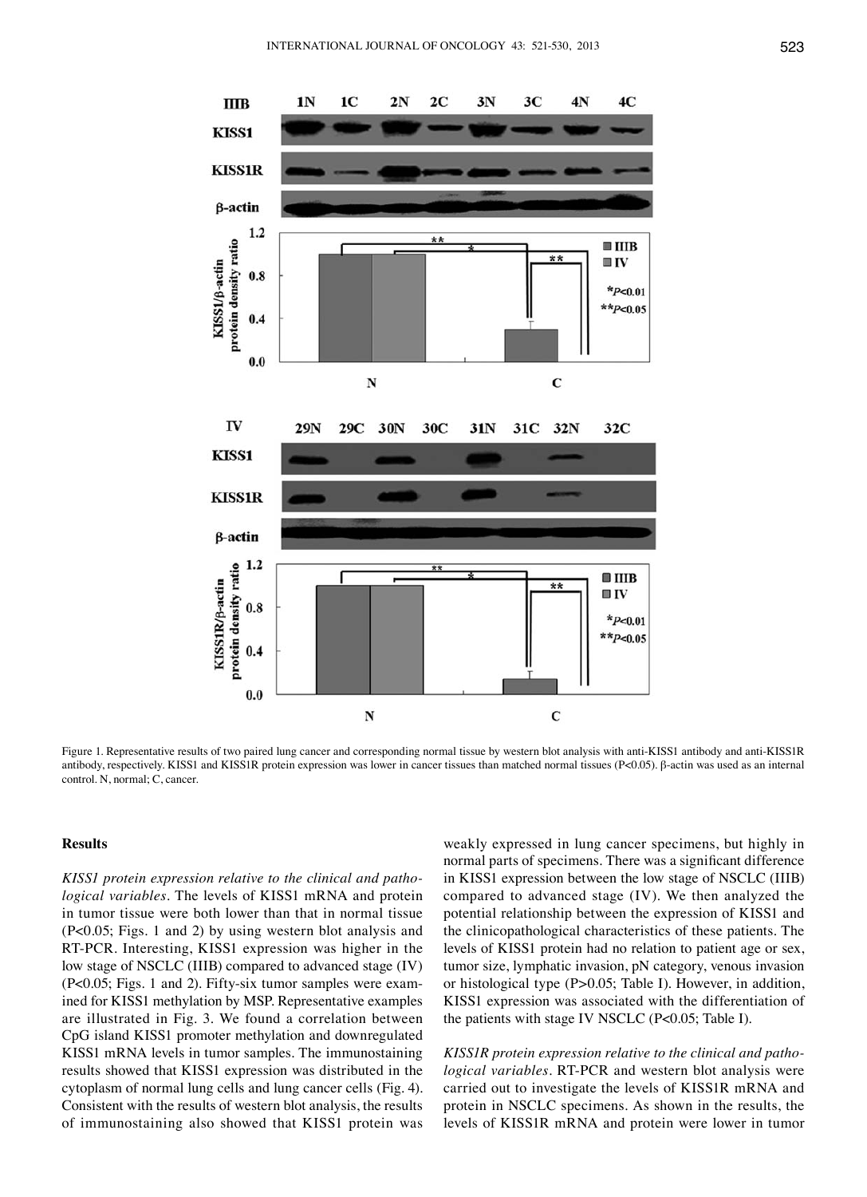Figure 1. Representative results of two paired lung cancer and corresponding normal tissue by western blot analysis with anti-KISS1 antibody and anti-KISS1R antibody, respectively. KISS1 and KISS1R protein expression was lower in cancer tissues than matched normal tissues (P<0.05). β-actin was used as an internal control. N, normal; C, cancer.

## Results

*KISS1 protein expression relative to the clinical and pathological variables*. The levels of KISS1 mRNA and protein in tumor tissue were both lower than that in normal tissue (P<0.05; Figs. 1 and 2) by using western blot analysis and RT-PCR. Interesting, KISS1 expression was higher in the low stage of NSCLC (IIIB) compared to advanced stage (IV) (P<0.05; Figs. 1 and 2). Fifty-six tumor samples were examined for KISS1 methylation by MSP. Representative examples are illustrated in Fig. 3. We found a correlation between CpG island KISS1 promoter methylation and downregulated KISS1 mRNA levels in tumor samples. The immunostaining results showed that KISS1 expression was distributed in the cytoplasm of normal lung cells and lung cancer cells (Fig. 4). Consistent with the results of western blot analysis, the results of immunostaining also showed that KISS1 protein was weakly expressed in lung cancer specimens, but highly in normal parts of specimens. There was a significant difference in KISS1 expression between the low stage of NSCLC (IIIB) compared to advanced stage (IV). We then analyzed the potential relationship between the expression of KISS1 and the clinicopathological characteristics of these patients. The levels of KISS1 protein had no relation to patient age or sex, tumor size, lymphatic invasion, pN category, venous invasion or histological type (P>0.05; Table I). However, in addition, KISS1 expression was associated with the differentiation of the patients with stage IV NSCLC (P<0.05; Table I).

*KISS1R protein expression relative to the clinical and pathological variables*. RT-PCR and western blot analysis were carried out to investigate the levels of KISS1R mRNA and protein in NSCLC specimens. As shown in the results, the levels of KISS1R mRNA and protein were lower in tumor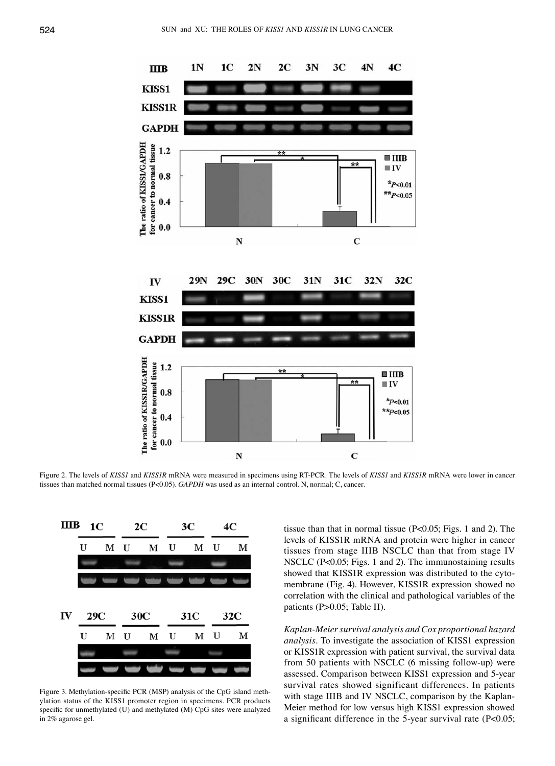Figure 2. The levels of *KISS1* and *KISS1R* mRNA were measured in specimens using RT-PCR. The levels of *KISS1* and *KISS1R* mRNA were lower in cancer tissues than matched normal tissues (P<0.05). *GAPDH* was used as an internal control. N, normal; C, cancer.

Figure 3. Methylation-specific PCR (MSP) analysis of the CpG island methylation status of the KISS1 promoter region in specimens. PCR products specific for unmethylated (U) and methylated (M) CpG sites were analyzed in 2% agarose gel.

tissue than that in normal tissue (P<0.05; Figs. 1 and 2). The levels of KISS1R mRNA and protein were higher in cancer tissues from stage IIIB NSCLC than that from stage IV NSCLC (P<0.05; Figs. 1 and 2). The immunostaining results showed that KISS1R expression was distributed to the cytomembrane (Fig. 4). However, KISS1R expression showed no correlation with the clinical and pathological variables of the patients (P>0.05; Table II).

*Kaplan-Meier survival analysis and Cox proportional hazard analysis*. To investigate the association of KISS1 expression or KISS1R expression with patient survival, the survival data from 50 patients with NSCLC (6 missing follow-up) were assessed. Comparison between KISS1 expression and 5-year survival rates showed significant differences. In patients with stage IIIB and IV NSCLC, comparison by the Kaplan-Meier method for low versus high KISS1 expression showed a significant difference in the 5-year survival rate (P<0.05;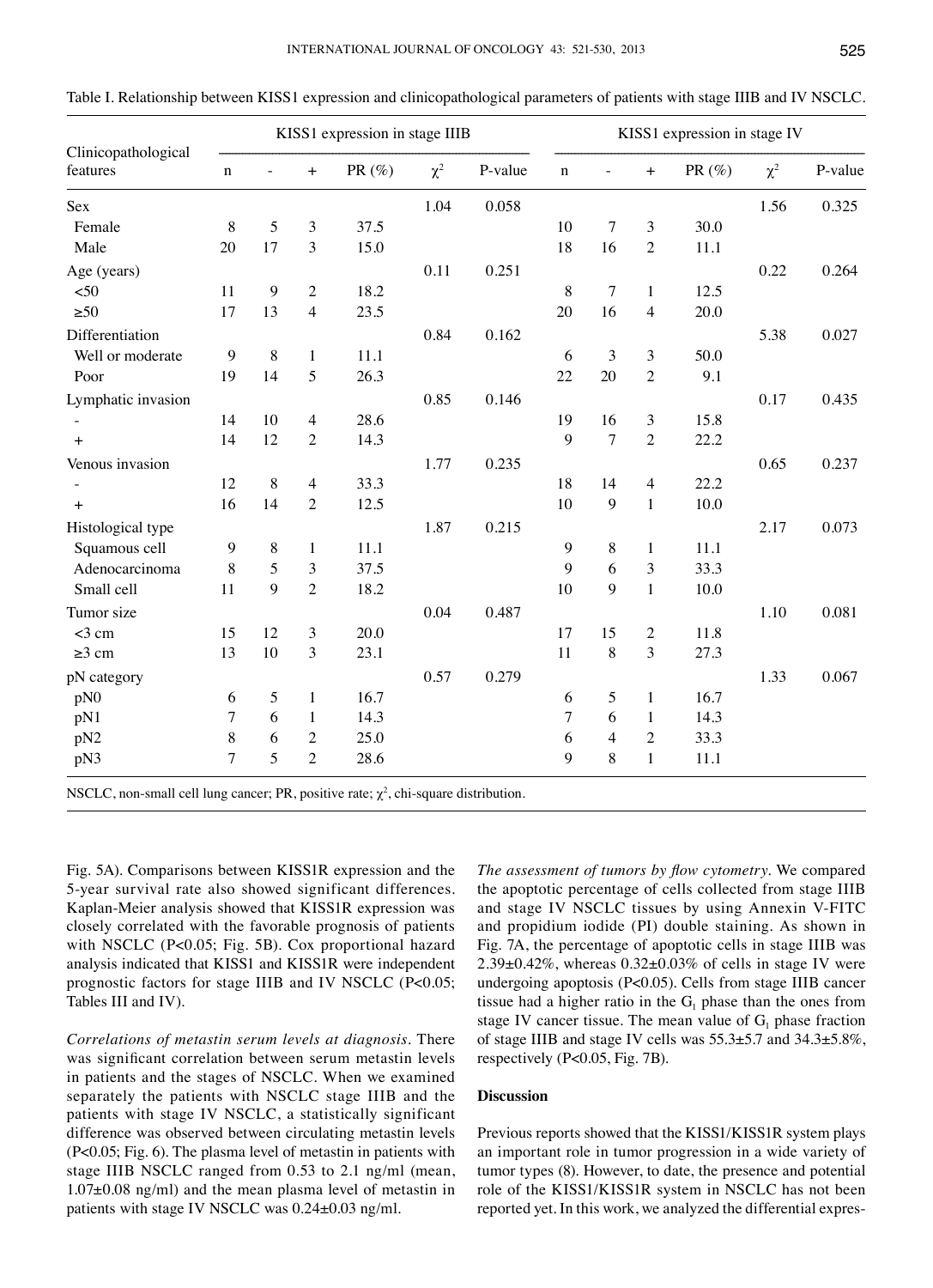Table I. Relationship between KISS1 expression and clinicopathological parameters of patients with stage IIIB and IV NSCLC.

| Clinicopathological features | KISS1 expression in stage IIIB | | | | | | KISS1 expression in stage IV | | | | | |
|---|---|---|---|---|---|---|---|---|---|---|---|---|
| | n | - | + | PR (%) | $\chi^2$ | P-value | n | - | + | PR (%) | $\chi^2$ | P-value |
| Sex | | | | | 1.04 | 0.058 | | | | | 1.56 | 0.325 |
| Female | 8 | 5 | 3 | 37.5 | | | 10 | 7 | 3 | 30.0 | | |
| Male | 20 | 17 | 3 | 15.0 | | | 18 | 16 | 2 | 11.1 | | |
| Age (years) | | | | | 0.11 | 0.251 | | | | | 0.22 | 0.264 |
| <50 | 11 | 9 | 2 | 18.2 | | | 8 | 7 | 1 | 12.5 | | |
| ≥50 | 17 | 13 | 4 | 23.5 | | | 20 | 16 | 4 | 20.0 | | |
| Differentiation | | | | | 0.84 | 0.162 | | | | | 5.38 | 0.027 |
| Well or moderate | 9 | 8 | 1 | 11.1 | | | 6 | 3 | 3 | 50.0 | | |
| Poor | 19 | 14 | 5 | 26.3 | | | 22 | 20 | 2 | 9.1 | | |
| Lymphatic invasion | | | | | 0.85 | 0.146 | | | | | 0.17 | 0.435 |
| - | 14 | 10 | 4 | 28.6 | | | 19 | 16 | 3 | 15.8 | | |
| + | 14 | 12 | 2 | 14.3 | | | 9 | 7 | 2 | 22.2 | | |
| Venous invasion | | | | | 1.77 | 0.235 | | | | | 0.65 | 0.237 |
| - | 12 | 8 | 4 | 33.3 | | | 18 | 14 | 4 | 22.2 | | |
| + | 16 | 14 | 2 | 12.5 | | | 10 | 9 | 1 | 10.0 | | |
| Histological type | | | | | 1.87 | 0.215 | | | | | 2.17 | 0.073 |
| Squamous cell | 9 | 8 | 1 | 11.1 | | | 9 | 8 | 1 | 11.1 | | |
| Adenocarcinoma | 8 | 5 | 3 | 37.5 | | | 9 | 6 | 3 | 33.3 | | |
| Small cell | 11 | 9 | 2 | 18.2 | | | 10 | 9 | 1 | 10.0 | | |
| Tumor size | | | | | 0.04 | 0.487 | | | | | 1.10 | 0.081 |
| <3 cm | 15 | 12 | 3 | 20.0 | | | 17 | 15 | 2 | 11.8 | | |
| ≥3 cm | 13 | 10 | 3 | 23.1 | | | 11 | 8 | 3 | 27.3 | | |
| pN category | | | | | 0.57 | 0.279 | | | | | 1.33 | 0.067 |
| pN0 | 6 | 5 | 1 | 16.7 | | | 6 | 5 | 1 | 16.7 | | |
| pN1 | 7 | 6 | 1 | 14.3 | | | 7 | 6 | 1 | 14.3 | | |
| pN2 | 8 | 6 | 2 | 25.0 | | | 6 | 4 | 2 | 33.3 | | |
| pN3 | 7 | 5 | 2 | 28.6 | | | 9 | 8 | 1 | 11.1 | | |

NSCLC, non-small cell lung cancer; PR, positive rate; $\chi^2$, chi-square distribution.

Fig. 5A). Comparisons between KISS1R expression and the 5-year survival rate also showed significant differences. Kaplan-Meier analysis showed that KISS1R expression was closely correlated with the favorable prognosis of patients with NSCLC ($P<0.05$; Fig. 5B). Cox proportional hazard analysis indicated that KISS1 and KISS1R were independent prognostic factors for stage IIIB and IV NSCLC ($P<0.05$; Tables III and IV).

*Correlations of metastin serum levels at diagnosis.* There was significant correlation between serum metastin levels in patients and the stages of NSCLC. When we examined separately the patients with NSCLC stage IIIB and the patients with stage IV NSCLC, a statistically significant difference was observed between circulating metastin levels ($P<0.05$; Fig. 6). The plasma level of metastin in patients with stage IIIB NSCLC ranged from 0.53 to 2.1 ng/ml (mean, 1.07±0.08 ng/ml) and the mean plasma level of metastin in patients with stage IV NSCLC was 0.24±0.03 ng/ml.

*The assessment of tumors by flow cytometry.* We compared the apoptotic percentage of cells collected from stage IIIB and stage IV NSCLC tissues by using Annexin V-FITC and propidium iodide (PI) double staining. As shown in Fig. 7A, the percentage of apoptotic cells in stage IIIB was 2.39±0.42%, whereas 0.32±0.03% of cells in stage IV were undergoing apoptosis ($P<0.05$). Cells from stage IIIB cancer tissue had a higher ratio in the $G_1$ phase than the ones from stage IV cancer tissue. The mean value of $G_1$ phase fraction of stage IIIB and stage IV cells was 55.3±5.7 and 34.3±5.8%, respectively ($P<0.05$, Fig. 7B).

## Discussion

Previous reports showed that the KISS1/KISS1R system plays an important role in tumor progression in a wide variety of tumor types (8). However, to date, the presence and potential role of the KISS1/KISS1R system in NSCLC has not been reported yet. In this work, we analyzed the differential expres-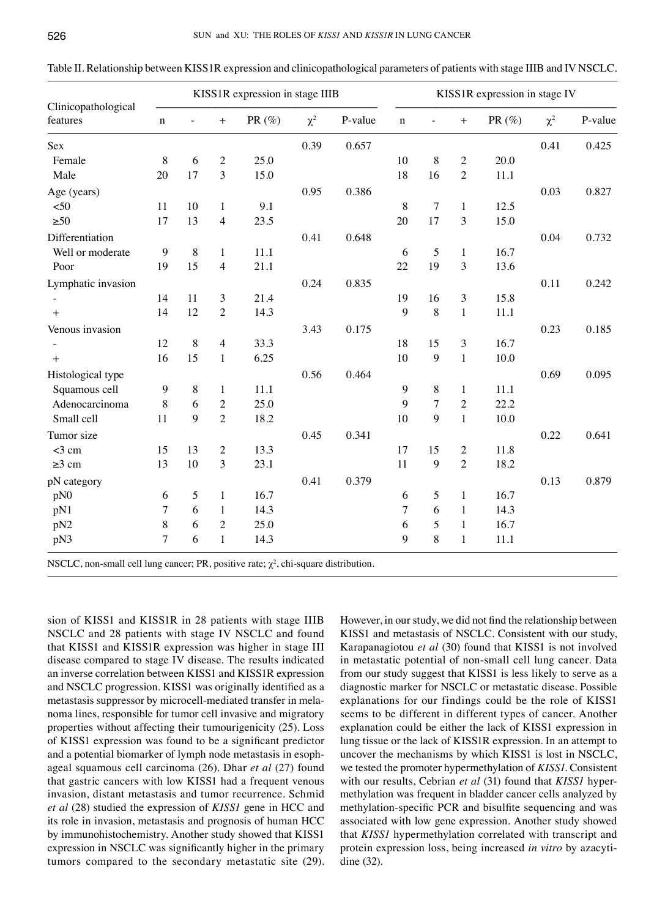Table II. Relationship between KISS1R expression and clinicopathological parameters of patients with stage IIIB and IV NSCLC.

| Clinicopathological features | KISS1R expression in stage IIIB | | | | | | KISS1R expression in stage IV | | | | | |
|---|---|---|---|---|---|---|---|---|---|---|---|---|
| | n | - | + | PR (%) | $\chi^2$ | P-value | n | - | + | PR (%) | $\chi^2$ | P-value |
| Sex | | | | | 0.39 | 0.657 | | | | | 0.41 | 0.425 |
| Female | 8 | 6 | 2 | 25.0 | | | 10 | 8 | 2 | 20.0 | | |
| Male | 20 | 17 | 3 | 15.0 | | | 18 | 16 | 2 | 11.1 | | |
| Age (years) | | | | | 0.95 | 0.386 | | | | | 0.03 | 0.827 |
| <50 | 11 | 10 | 1 | 9.1 | | | 8 | 7 | 1 | 12.5 | | |
| ≥50 | 17 | 13 | 4 | 23.5 | | | 20 | 17 | 3 | 15.0 | | |
| Differentiation | | | | | 0.41 | 0.648 | | | | | 0.04 | 0.732 |
| Well or moderate | 9 | 8 | 1 | 11.1 | | | 6 | 5 | 1 | 16.7 | | |
| Poor | 19 | 15 | 4 | 21.1 | | | 22 | 19 | 3 | 13.6 | | |
| Lymphatic invasion | | | | | 0.24 | 0.835 | | | | | 0.11 | 0.242 |
| - | 14 | 11 | 3 | 21.4 | | | 19 | 16 | 3 | 15.8 | | |
| + | 14 | 12 | 2 | 14.3 | | | 9 | 8 | 1 | 11.1 | | |
| Venous invasion | | | | | 3.43 | 0.175 | | | | | 0.23 | 0.185 |
| - | 12 | 8 | 4 | 33.3 | | | 18 | 15 | 3 | 16.7 | | |
| + | 16 | 15 | 1 | 6.25 | | | 10 | 9 | 1 | 10.0 | | |
| Histological type | | | | | 0.56 | 0.464 | | | | | 0.69 | 0.095 |
| Squamous cell | 9 | 8 | 1 | 11.1 | | | 9 | 8 | 1 | 11.1 | | |
| Adenocarcinoma | 8 | 6 | 2 | 25.0 | | | 9 | 7 | 2 | 22.2 | | |
| Small cell | 11 | 9 | 2 | 18.2 | | | 10 | 9 | 1 | 10.0 | | |
| Tumor size | | | | | 0.45 | 0.341 | | | | | 0.22 | 0.641 |
| <3 cm | 15 | 13 | 2 | 13.3 | | | 17 | 15 | 2 | 11.8 | | |
| ≥3 cm | 13 | 10 | 3 | 23.1 | | | 11 | 9 | 2 | 18.2 | | |
| pN category | | | | | 0.41 | 0.379 | | | | | 0.13 | 0.879 |
| pN0 | 6 | 5 | 1 | 16.7 | | | 6 | 5 | 1 | 16.7 | | |
| pN1 | 7 | 6 | 1 | 14.3 | | | 7 | 6 | 1 | 14.3 | | |
| pN2 | 8 | 6 | 2 | 25.0 | | | 6 | 5 | 1 | 16.7 | | |
| pN3 | 7 | 6 | 1 | 14.3 | | | 9 | 8 | 1 | 11.1 | | |

NSCLC, non-small cell lung cancer; PR, positive rate; $\chi^2$, chi-square distribution.

sion of KISS1 and KISS1R in 28 patients with stage IIIB NSCLC and 28 patients with stage IV NSCLC and found that KISS1 and KISS1R expression was higher in stage III disease compared to stage IV disease. The results indicated an inverse correlation between KISS1 and KISS1R expression and NSCLC progression. KISS1 was originally identified as a metastasis suppressor by microcell-mediated transfer in melanoma lines, responsible for tumor cell invasive and migratory properties without affecting their tumourigenicity (25). Loss of KISS1 expression was found to be a significant predictor and a potential biomarker of lymph node metastasis in esophageal squamous cell carcinoma (26). Dhar *et al* (27) found that gastric cancers with low KISS1 had a frequent venous invasion, distant metastasis and tumor recurrence. Schmid *et al* (28) studied the expression of *KISS1* gene in HCC and its role in invasion, metastasis and prognosis of human HCC by immunohistochemistry. Another study showed that KISS1 expression in NSCLC was significantly higher in the primary tumors compared to the secondary metastatic site (29). However, in our study, we did not find the relationship between KISS1 and metastasis of NSCLC. Consistent with our study, Karapanagiotou *et al* (30) found that KISS1 is not involved in metastatic potential of non-small cell lung cancer. Data from our study suggest that KISS1 is less likely to serve as a diagnostic marker for NSCLC or metastatic disease. Possible explanations for our findings could be the role of KISS1 seems to be different in different types of cancer. Another explanation could be either the lack of KISS1 expression in lung tissue or the lack of KISS1R expression. In an attempt to uncover the mechanisms by which KISS1 is lost in NSCLC, we tested the promoter hypermethylation of *KISS1*. Consistent with our results, Cebrian *et al* (31) found that *KISS1* hypermethylation was frequent in bladder cancer cells analyzed by methylation-specific PCR and bisulfite sequencing and was associated with low gene expression. Another study showed that *KISS1* hypermethylation correlated with transcript and protein expression loss, being increased *in vitro* by azacytidine (32).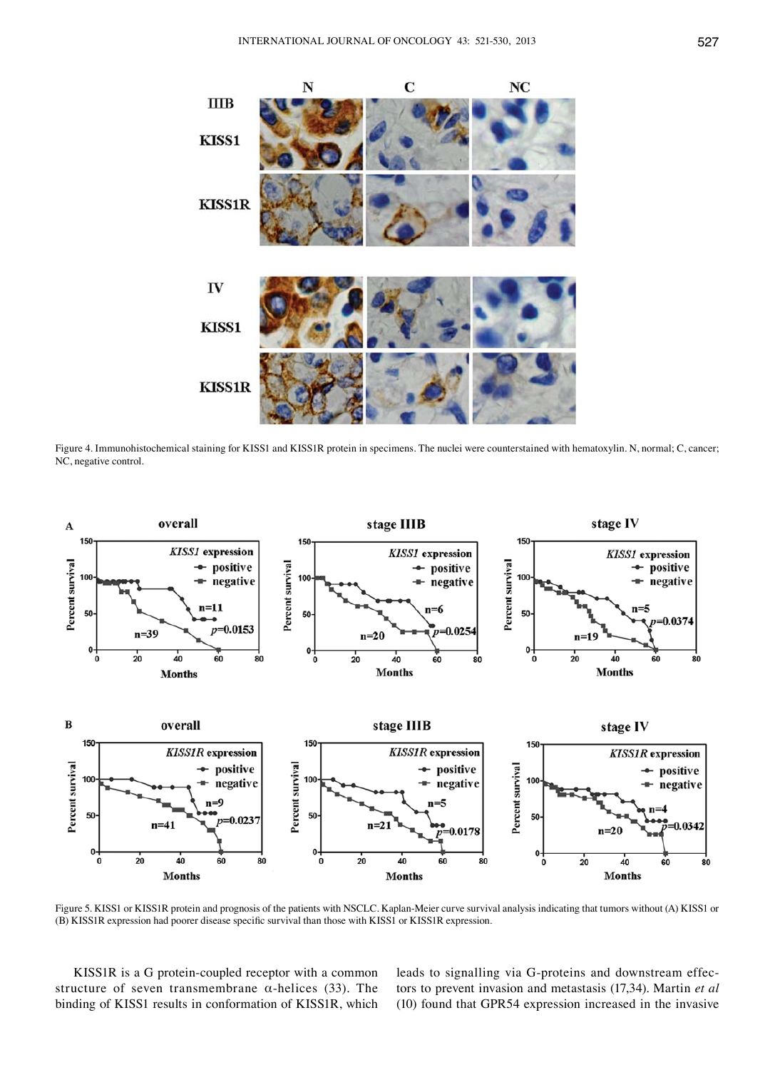Figure 4. Immunohistochemical staining for KISS1 and KISS1R protein in specimens. The nuclei were counterstained with hematoxylin. N, normal; C, cancer; NC, negative control.

Figure 5. KISS1 or KISS1R protein and prognosis of the patients with NSCLC. Kaplan-Meier curve survival analysis indicating that tumors without (A) KISS1 or (B) KISS1R expression had poorer disease specific survival than those with KISS1 or KISS1R expression.

KISS1R is a G protein-coupled receptor with a common structure of seven transmembrane α-helices (33). The binding of KISS1 results in conformation of KISS1R, which leads to signalling via G-proteins and downstream effectors to prevent invasion and metastasis (17,34). Martin *et al* (10) found that GPR54 expression increased in the invasive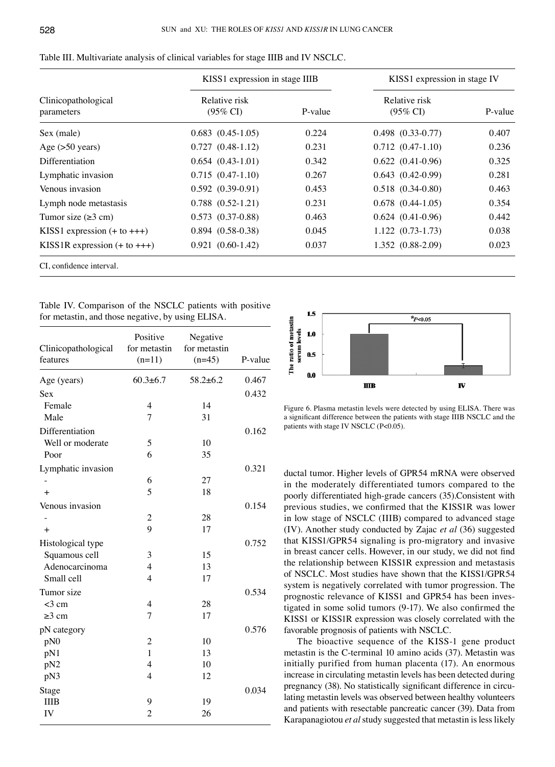Table III. Multivariate analysis of clinical variables for stage IIIB and IV NSCLC.

| Clinicopathological parameters | KISS1 expression in stage IIIB | | KISS1 expression in stage IV | |
|---|---|---|---|---|
| | Relative risk (95% CI) | P-value | Relative risk (95% CI) | P-value |
| Sex (male) | 0.683 (0.45-1.05) | 0.224 | 0.498 (0.33-0.77) | 0.407 |
| Age (>50 years) | 0.727 (0.48-1.12) | 0.231 | 0.712 (0.47-1.10) | 0.236 |
| Differentiation | 0.654 (0.43-1.01) | 0.342 | 0.622 (0.41-0.96) | 0.325 |
| Lymphatic invasion | 0.715 (0.47-1.10) | 0.267 | 0.643 (0.42-0.99) | 0.281 |
| Venous invasion | 0.592 (0.39-0.91) | 0.453 | 0.518 (0.34-0.80) | 0.463 |
| Lymph node metastasis | 0.788 (0.52-1.21) | 0.231 | 0.678 (0.44-1.05) | 0.354 |
| Tumor size (≥3 cm) | 0.573 (0.37-0.88) | 0.463 | 0.624 (0.41-0.96) | 0.442 |
| KISS1 expression (+ to +++) | 0.894 (0.58-0.38) | 0.045 | 1.122 (0.73-1.73) | 0.038 |
| KISS1R expression (+ to +++) | 0.921 (0.60-1.42) | 0.037 | 1.352 (0.88-2.09) | 0.023 |

CI, confidence interval.

Table IV. Comparison of the NSCLC patients with positive for metastin, and those negative, by using ELISA.

| Clinicopathological features | Positive for metastin (n=11) | Negative for metastin (n=45) | P-value |
|---|---|---|---|
| Age (years) | 60.3±6.7 | 58.2±6.2 | 0.467 |
| Sex | | | 0.432 |
| Female | 4 | 14 | |
| Male | 7 | 31 | |
| Differentiation | | | 0.162 |
| Well or moderate | 5 | 10 | |
| Poor | 6 | 35 | |
| Lymphatic invasion | | | 0.321 |
| - | 6 | 27 | |
| + | 5 | 18 | |
| Venous invasion | | | 0.154 |
| - | 2 | 28 | |
| + | 9 | 17 | |
| Histological type | | | 0.752 |
| Squamous cell | 3 | 15 | |
| Adenocarcinoma | 4 | 13 | |
| Small cell | 4 | 17 | |
| Tumor size | | | 0.534 |
| <3 cm | 4 | 28 | |
| ≥3 cm | 7 | 17 | |
| pN category | | | 0.576 |
| pN0 | 2 | 10 | |
| pN1 | 1 | 13 | |
| pN2 | 4 | 10 | |
| pN3 | 4 | 12 | |
| Stage | | | 0.034 |
| IIIB | 9 | 19 | |
| IV | 2 | 26 | |

Figure 6. Plasma metastin levels were detected by using ELISA. There was a significant difference between the patients with stage IIIB NSCLC and the patients with stage IV NSCLC ($P<0.05$).

ductal tumor. Higher levels of GPR54 mRNA were observed in the moderately differentiated tumors compared to the poorly differentiated high-grade cancers (35).Consistent with previous studies, we confirmed that the KISS1R was lower in low stage of NSCLC (IIIB) compared to advanced stage (IV). Another study conducted by Zajac *et al* (36) suggested that KISS1/GPR54 signaling is pro-migratory and invasive in breast cancer cells. However, in our study, we did not find the relationship between KISS1R expression and metastasis of NSCLC. Most studies have shown that the KISS1/GPR54 system is negatively correlated with tumor progression. The prognostic relevance of KISS1 and GPR54 has been investigated in some solid tumors (9-17). We also confirmed the KISS1 or KISS1R expression was closely correlated with the favorable prognosis of patients with NSCLC.

The bioactive sequence of the KISS-1 gene product metastin is the C-terminal 10 amino acids (37). Metastin was initially purified from human placenta (17). An enormous increase in circulating metastin levels has been detected during pregnancy (38). No statistically significant difference in circulating metastin levels was observed between healthy volunteers and patients with resectable pancreatic cancer (39). Data from Karapanagiotou *et al* study suggested that metastin is less likely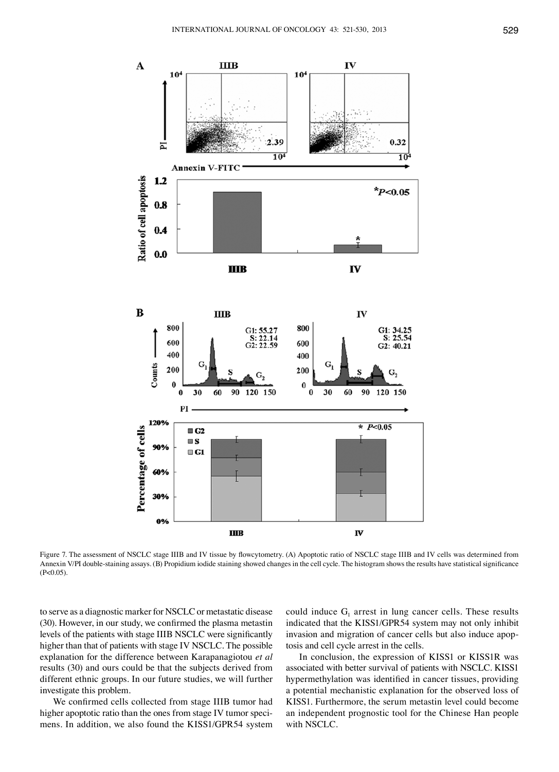Figure 7. The assessment of NSCLC stage IIIB and IV tissue by flowcytometry. (A) Apoptotic ratio of NSCLC stage IIIB and IV cells was determined from Annexin V/PI double-staining assays. (B) Propidium iodide staining showed changes in the cell cycle. The histogram shows the results have statistical significance (P<0.05).

to serve as a diagnostic marker for NSCLC or metastatic disease (30). However, in our study, we confirmed the plasma metastin levels of the patients with stage IIIB NSCLC were significantly higher than that of patients with stage IV NSCLC. The possible explanation for the difference between Karapanagiotou *et al* results (30) and ours could be that the subjects derived from different ethnic groups. In our future studies, we will further investigate this problem.

We confirmed cells collected from stage IIIB tumor had higher apoptotic ratio than the ones from stage IV tumor specimens. In addition, we also found the KISS1/GPR54 system could induce $G_1$ arrest in lung cancer cells. These results indicated that the KISS1/GPR54 system may not only inhibit invasion and migration of cancer cells but also induce apoptosis and cell cycle arrest in the cells.

In conclusion, the expression of KISS1 or KISS1R was associated with better survival of patients with NSCLC. KISS1 hypermethylation was identified in cancer tissues, providing a potential mechanistic explanation for the observed loss of KISS1. Furthermore, the serum metastin level could become an independent prognostic tool for the Chinese Han people with NSCLC.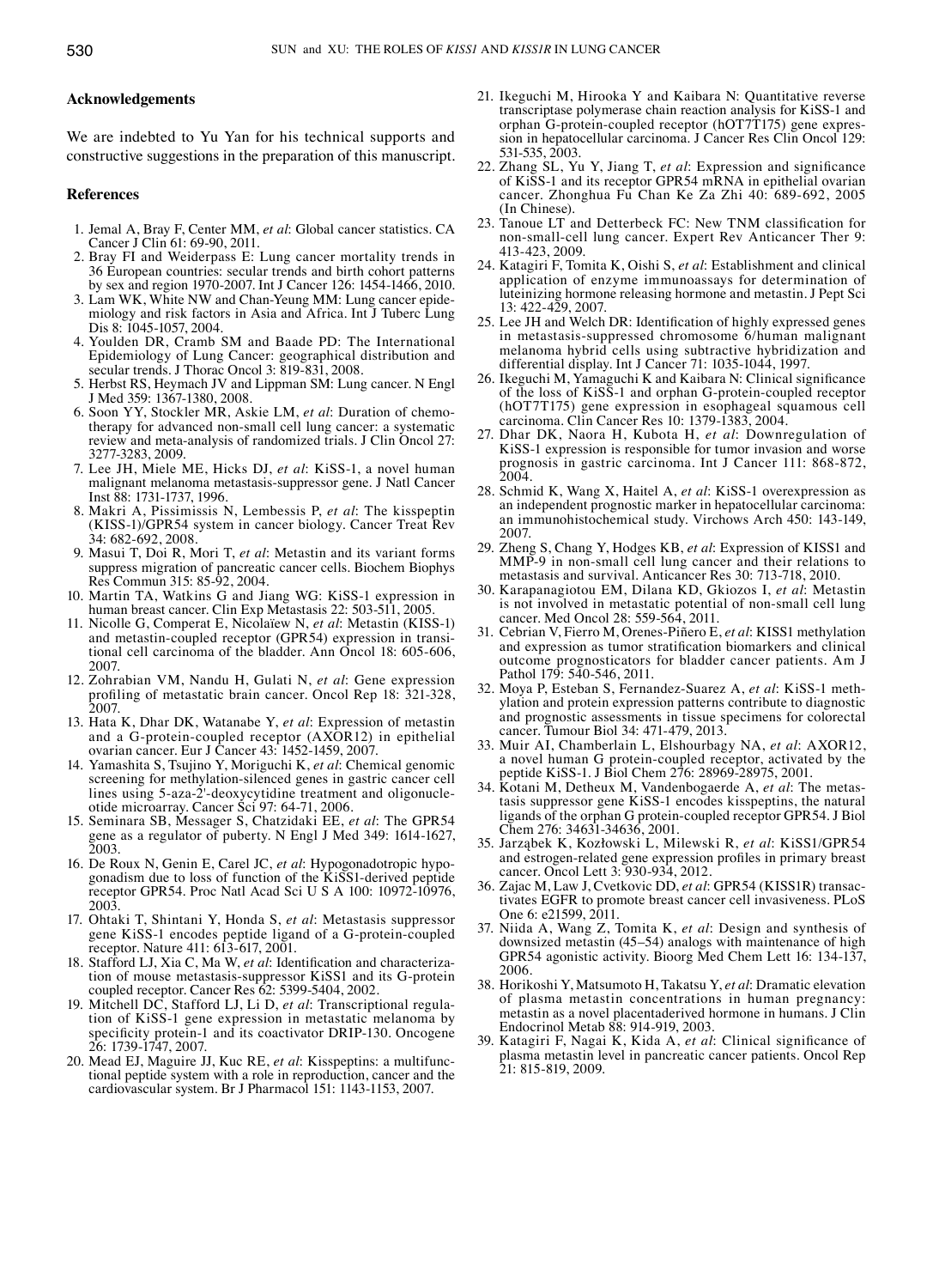## Acknowledgements

We are indebted to Yu Yan for his technical supports and constructive suggestions in the preparation of this manuscript.

## References

1. Jemal A, Bray F, Center MM, *et al*: Global cancer statistics. CA Cancer J Clin 61: 69-90, 2011.
2. Bray FI and Weiderpass E: Lung cancer mortality trends in 36 European countries: secular trends and birth cohort patterns by sex and region 1970-2007. Int J Cancer 126: 1454-1466, 2010.
3. Lam WK, White NW and Chan-Yeung MM: Lung cancer epidemiology and risk factors in Asia and Africa. Int J Tuberc Lung Dis 8: 1045-1057, 2004.
4. Youlden DR, Cramb SM and Baade PD: The International Epidemiology of Lung Cancer: geographical distribution and secular trends. J Thorac Oncol 3: 819-831, 2008.
5. Herbst RS, Heymach JV and Lippman SM: Lung cancer. N Engl J Med 359: 1367-1380, 2008.
6. Soon YY, Stockler MR, Askie LM, *et al*: Duration of chemotherapy for advanced non-small cell lung cancer: a systematic review and meta-analysis of randomized trials. J Clin Oncol 27: 3277-3283, 2009.
7. Lee JH, Miele ME, Hicks DJ, *et al*: KiSS-1, a novel human malignant melanoma metastasis-suppressor gene. J Natl Cancer Inst 88: 1731-1737, 1996.
8. Makri A, Pissimissis N, Lembessis P, *et al*: The kisspeptin (KISS-1)/GPR54 system in cancer biology. Cancer Treat Rev 34: 682-692, 2008.
9. Masui T, Doi R, Mori T, *et al*: Metastin and its variant forms suppress migration of pancreatic cancer cells. Biochem Biophys Res Commun 315: 85-92, 2004.
10. Martin TA, Watkins G and Jiang WG: KiSS-1 expression in human breast cancer. Clin Exp Metastasis 22: 503-511, 2005.
11. Nicolle G, Comperat E, Nicolaïew N, *et al*: Metastin (KISS-1) and metastin-coupled receptor (GPR54) expression in transitional cell carcinoma of the bladder. Ann Oncol 18: 605-606, 2007.
12. Zohrabian VM, Nandu H, Gulati N, *et al*: Gene expression profiling of metastatic brain cancer. Oncol Rep 18: 321-328, 2007.
13. Hata K, Dhar DK, Watanabe Y, *et al*: Expression of metastin and a G-protein-coupled receptor (AXOR12) in epithelial ovarian cancer. Eur J Cancer 43: 1452-1459, 2007.
14. Yamashita S, Tsujino Y, Moriguchi K, *et al*: Chemical genomic screening for methylation-silenced genes in gastric cancer cell lines using 5-aza-2'-deoxycytidine treatment and oligonucleotide microarray. Cancer Sci 97: 64-71, 2006.
15. Seminara SB, Messager S, Chatzidaki EE, *et al*: The GPR54 gene as a regulator of puberty. N Engl J Med 349: 1614-1627, 2003.
16. De Roux N, Genin E, Carel JC, *et al*: Hypogonadotropic hypogonadism due to loss of function of the KiSS1-derived peptide receptor GPR54. Proc Natl Acad Sci U S A 100: 10972-10976, 2003.
17. Ohtaki T, Shintani Y, Honda S, *et al*: Metastasis suppressor gene KiSS-1 encodes peptide ligand of a G-protein-coupled receptor. Nature 411: 613-617, 2001.
18. Stafford LJ, Xia C, Ma W, *et al*: Identification and characterization of mouse metastasis-suppressor KiSS1 and its G-protein coupled receptor. Cancer Res 62: 5399-5404, 2002.
19. Mitchell DC, Stafford LJ, Li D, *et al*: Transcriptional regulation of KiSS-1 gene expression in metastatic melanoma by specificity protein-1 and its coactivator DRIP-130. Oncogene 26: 1739-1747, 2007.
20. Mead EJ, Maguire JJ, Kuc RE, *et al*: Kisspeptins: a multifunctional peptide system with a role in reproduction, cancer and the cardiovascular system. Br J Pharmacol 151: 1143-1153, 2007.
21. Ikeguchi M, Hirooka Y and Kaibara N: Quantitative reverse transcriptase polymerase chain reaction analysis for KiSS-1 and orphan G-protein-coupled receptor (hOT7T175) gene expression in hepatocellular carcinoma. J Cancer Res Clin Oncol 129: 531-535, 2003.
22. Zhang SL, Yu Y, Jiang T, *et al*: Expression and significance of KiSS-1 and its receptor GPR54 mRNA in epithelial ovarian cancer. Zhonghua Fu Chan Ke Za Zhi 40: 689-692, 2005 (In Chinese).
23. Tanoue LT and Detterbeck FC: New TNM classification for non-small-cell lung cancer. Expert Rev Anticancer Ther 9: 413-423, 2009.
24. Katagiri F, Tomita K, Oishi S, *et al*: Establishment and clinical application of enzyme immunoassays for determination of luteinizing hormone releasing hormone and metastin. J Pept Sci 13: 422-429, 2007.
25. Lee JH and Welch DR: Identification of highly expressed genes in metastasis-suppressed chromosome 6/human malignant melanoma hybrid cells using subtractive hybridization and differential display. Int J Cancer 71: 1035-1044, 1997.
26. Ikeguchi M, Yamaguchi K and Kaibara N: Clinical significance of the loss of KiSS-1 and orphan G-protein-coupled receptor (hOT7T175) gene expression in esophageal squamous cell carcinoma. Clin Cancer Res 10: 1379-1383, 2004.
27. Dhar DK, Naora H, Kubota H, *et al*: Downregulation of KiSS-1 expression is responsible for tumor invasion and worse prognosis in gastric carcinoma. Int J Cancer 111: 868-872, 2004.
28. Schmid K, Wang X, Haitel A, *et al*: KiSS-1 overexpression as an independent prognostic marker in hepatocellular carcinoma: an immunohistochemical study. Virchows Arch 450: 143-149, 2007.
29. Zheng S, Chang Y, Hodges KB, *et al*: Expression of KISS1 and MMP-9 in non-small cell lung cancer and their relations to metastasis and survival. Anticancer Res 30: 713-718, 2010.
30. Karapanagiotou EM, Dilana KD, Gkiozos I, *et al*: Metastin is not involved in metastatic potential of non-small cell lung cancer. Med Oncol 28: 559-564, 2011.
31. Cebrian V, Fierro M, Orenes-Piñero E, *et al*: KISS1 methylation and expression as tumor stratification biomarkers and clinical outcome prognosticators for bladder cancer patients. Am J Pathol 179: 540-546, 2011.
32. Moya P, Esteban S, Fernandez-Suarez A, *et al*: KiSS-1 methylation and protein expression patterns contribute to diagnostic and prognostic assessments in tissue specimens for colorectal cancer. Tumour Biol 34: 471-479, 2013.
33. Muir AI, Chamberlain L, Elshourbagy NA, *et al*: AXOR12, a novel human G protein-coupled receptor, activated by the peptide KiSS-1. J Biol Chem 276: 28969-28975, 2001.
34. Kotani M, Detheux M, Vandenbogaerde A, *et al*: The metastasis suppressor gene KiSS-1 encodes kisspeptins, the natural ligands of the orphan G protein-coupled receptor GPR54. J Biol Chem 276: 34631-34636, 2001.
35. Jarząbek K, Kozłowski L, Milewski R, *et al*: KiSS1/GPR54 and estrogen-related gene expression profiles in primary breast cancer. Oncol Lett 3: 930-934, 2012.
36. Zajac M, Law J, Cvetkovic DD, *et al*: GPR54 (KISS1R) transactivates EGFR to promote breast cancer cell invasiveness. PLoS One 6: e21599, 2011.
37. Niida A, Wang Z, Tomita K, *et al*: Design and synthesis of downsized metastin (45–54) analogs with maintenance of high GPR54 agonistic activity. Bioorg Med Chem Lett 16: 134-137, 2006.
38. Horikoshi Y, Matsumoto H, Takatsu Y, *et al*: Dramatic elevation of plasma metastin concentrations in human pregnancy: metastin as a novel placentaderived hormone in humans. J Clin Endocrinol Metab 88: 914-919, 2003.
39. Katagiri F, Nagai K, Kida A, *et al*: Clinical significance of plasma metastin level in pancreatic cancer patients. Oncol Rep 21: 815-819, 2009.